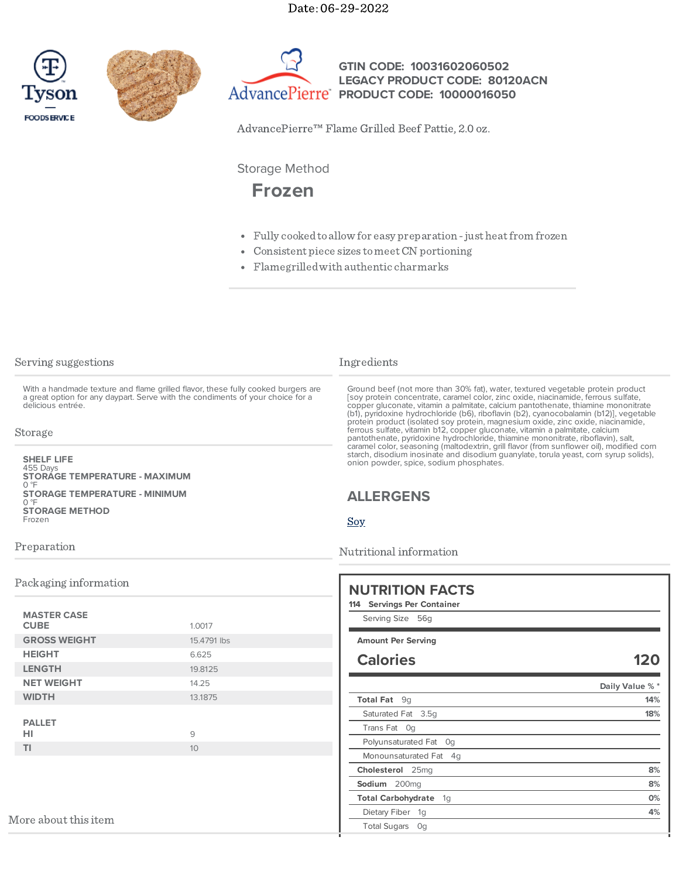Date: 06-29-2022

Tyson FOODSERVICE

AdvancePierre

**GTIN CODE: 10031602060502**
**LEGACY PRODUCT CODE: 80120ACN**
**PRODUCT CODE: 10000016050**

AdvancePierre™ Flame Grilled Beef Pattie, 2.0 oz.

Storage Method

## Frozen

- Fully cooked to allow for easy preparation - just heat from frozen
- Consistent piece sizes to meet CN portioning
- Flamegrilled with authentic charmarks

## Serving suggestions

With a handmade texture and flame grilled flavor, these fully cooked burgers are a great option for any daypart. Serve with the condiments of your choice for a delicious entrée.

## Storage

**SHELF LIFE**
455 Days
**STORAGE TEMPERATURE - MAXIMUM**
0 °F
**STORAGE TEMPERATURE - MINIMUM**
0 °F
**STORAGE METHOD**
Frozen

## Preparation

## Packaging information

| MASTER CASE | |
|---|---|
| CUBE | 1.0017 |
| GROSS WEIGHT | 15.4791 lbs |
| HEIGHT | 6.625 |
| LENGTH | 19.8125 |
| NET WEIGHT | 14.25 |
| WIDTH | 13.1875 |

| PALLET | |
|---|---|
| HI | 9 |
| TI | 10 |

## Ingredients

Ground beef (not more than 30% fat), water, textured vegetable protein product [soy protein concentrate, caramel color, zinc oxide, niacinamide, ferrous sulfate, copper gluconate, vitamin a palmitate, calcium pantothenate, thiamine mononitrate (b1), pyridoxine hydrochloride (b6), riboflavin (b2), cyanocobalamin (b12)], vegetable protein product (isolated soy protein, magnesium oxide, zinc oxide, niacinamide, ferrous sulfate, vitamin b12, copper gluconate, vitamin a palmitate, calcium pantothenate, pyridoxine hydrochloride, thiamine mononitrate, riboflavin), salt, caramel color, seasoning (maltodextrin, grill flavor (from sunflower oil), modified corn starch, disodium inosinate and disodium guanylate, torula yeast, corn syrup solids), onion powder, spice, sodium phosphates.

## ALLERGENS

Soy

## Nutritional information

### NUTRITION FACTS

**114 Servings Per Container**
Serving Size 56g

**Amount Per Serving**
**Calories 120**

| | Daily Value % * |
|---|---|
| **Total Fat** 9g | 14% |
| Saturated Fat 3.5g | 18% |
| Trans Fat 0g | |
| Polyunsaturated Fat 0g | |
| Monounsaturated Fat 4g | |
| **Cholesterol** 25mg | 8% |
| **Sodium** 200mg | 8% |
| **Total Carbohydrate** 1g | 0% |
| Dietary Fiber 1g | 4% |
| Total Sugars 0g | |

## More about this item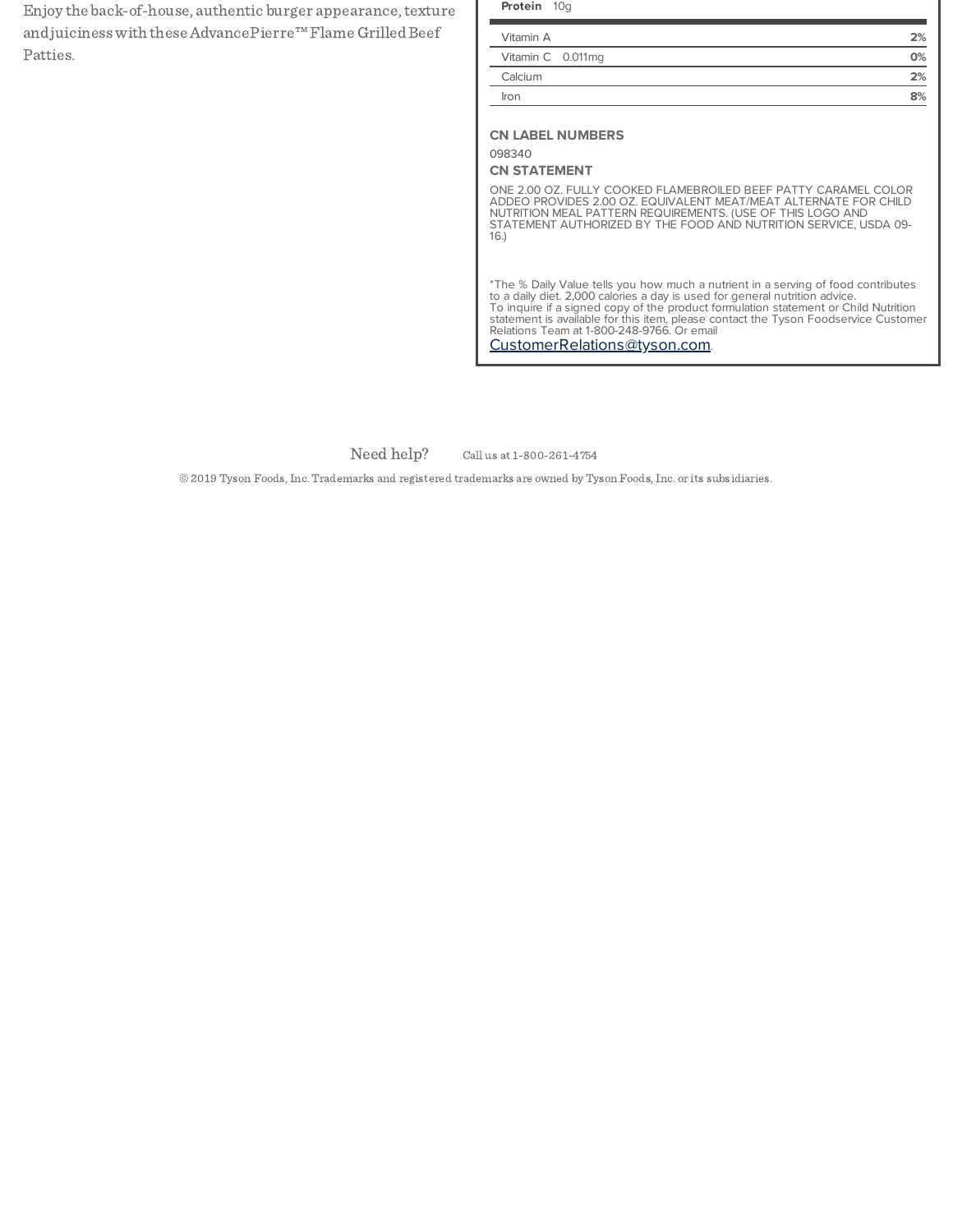Enjoy the back-of-house, authentic burger appearance, texture and juiciness with these AdvancePierre™ Flame Grilled Beef Patties.

**Protein** 10g

| | | |
|---|---|---|
| Vitamin A | | 2% |
| Vitamin C | 0.011mg | 0% |
| Calcium | | 2% |
| Iron | | 8% |

**CN LABEL NUMBERS**

098340

**CN STATEMENT**

ONE 2.00 OZ. FULLY COOKED FLAMEBROILED BEEF PATTY CARAMEL COLOR ADDEO PROVIDES 2.00 OZ. EQUIVALENT MEAT/MEAT ALTERNATE FOR CHILD NUTRITION MEAL PATTERN REQUIREMENTS. (USE OF THIS LOGO AND STATEMENT AUTHORIZED BY THE FOOD AND NUTRITION SERVICE, USDA 09-16.)

*The % Daily Value tells you how much a nutrient in a serving of food contributes to a daily diet. 2,000 calories a day is used for general nutrition advice.
To inquire if a signed copy of the product formulation statement or Child Nutrition statement is available for this item, please contact the Tyson Foodservice Customer Relations Team at 1-800-248-9766. Or email CustomerRelations@tyson.com.

Need help? Call us at 1-800-261-4754

© 2019 Tyson Foods, Inc. Trademarks and registered trademarks are owned by Tyson Foods, Inc. or its subsidiaries.